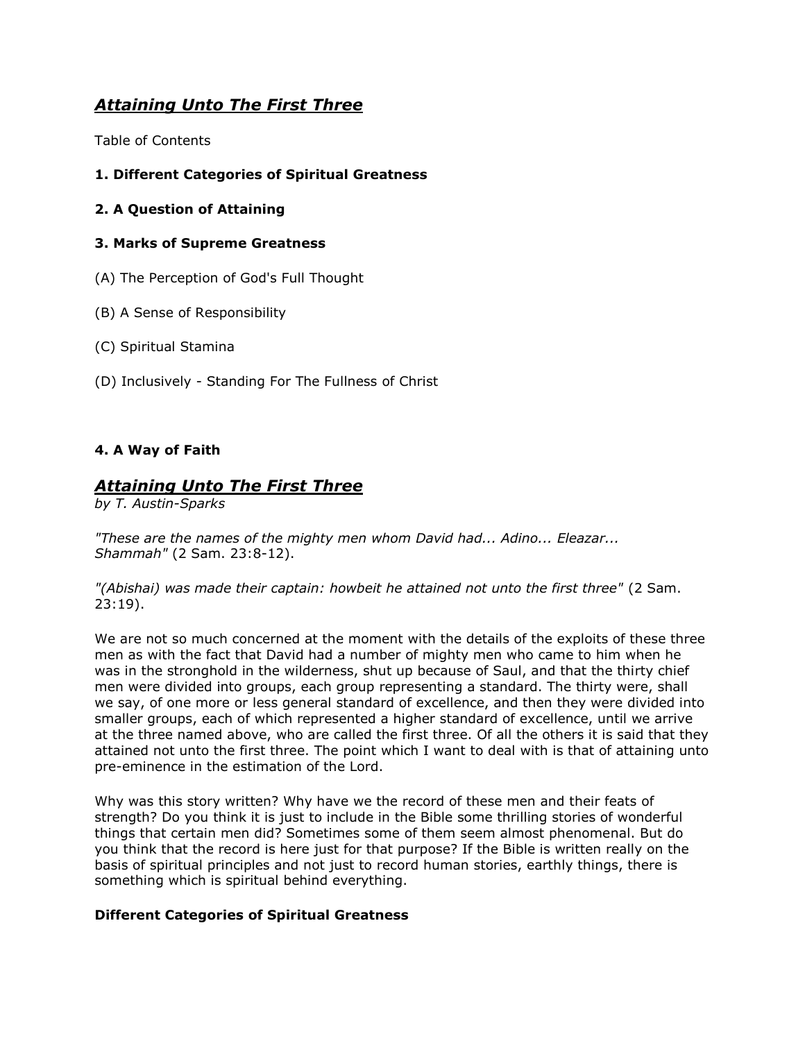# ***Attaining Unto The First Three***

Table of Contents

**1. Different Categories of Spiritual Greatness**

**2. A Question of Attaining**

**3. Marks of Supreme Greatness**

(A) The Perception of God's Full Thought

(B) A Sense of Responsibility

(C) Spiritual Stamina

(D) Inclusively - Standing For The Fullness of Christ

**4. A Way of Faith**

# ***Attaining Unto The First Three***

*by T. Austin-Sparks*

*"These are the names of the mighty men whom David had... Adino... Eleazar... Shammah"* (2 Sam. 23:8-12).

*"(Abishai) was made their captain: howbeit he attained not unto the first three"* (2 Sam. 23:19).

We are not so much concerned at the moment with the details of the exploits of these three men as with the fact that David had a number of mighty men who came to him when he was in the stronghold in the wilderness, shut up because of Saul, and that the thirty chief men were divided into groups, each group representing a standard. The thirty were, shall we say, of one more or less general standard of excellence, and then they were divided into smaller groups, each of which represented a higher standard of excellence, until we arrive at the three named above, who are called the first three. Of all the others it is said that they attained not unto the first three. The point which I want to deal with is that of attaining unto pre-eminence in the estimation of the Lord.

Why was this story written? Why have we the record of these men and their feats of strength? Do you think it is just to include in the Bible some thrilling stories of wonderful things that certain men did? Sometimes some of them seem almost phenomenal. But do you think that the record is here just for that purpose? If the Bible is written really on the basis of spiritual principles and not just to record human stories, earthly things, there is something which is spiritual behind everything.

### **Different Categories of Spiritual Greatness**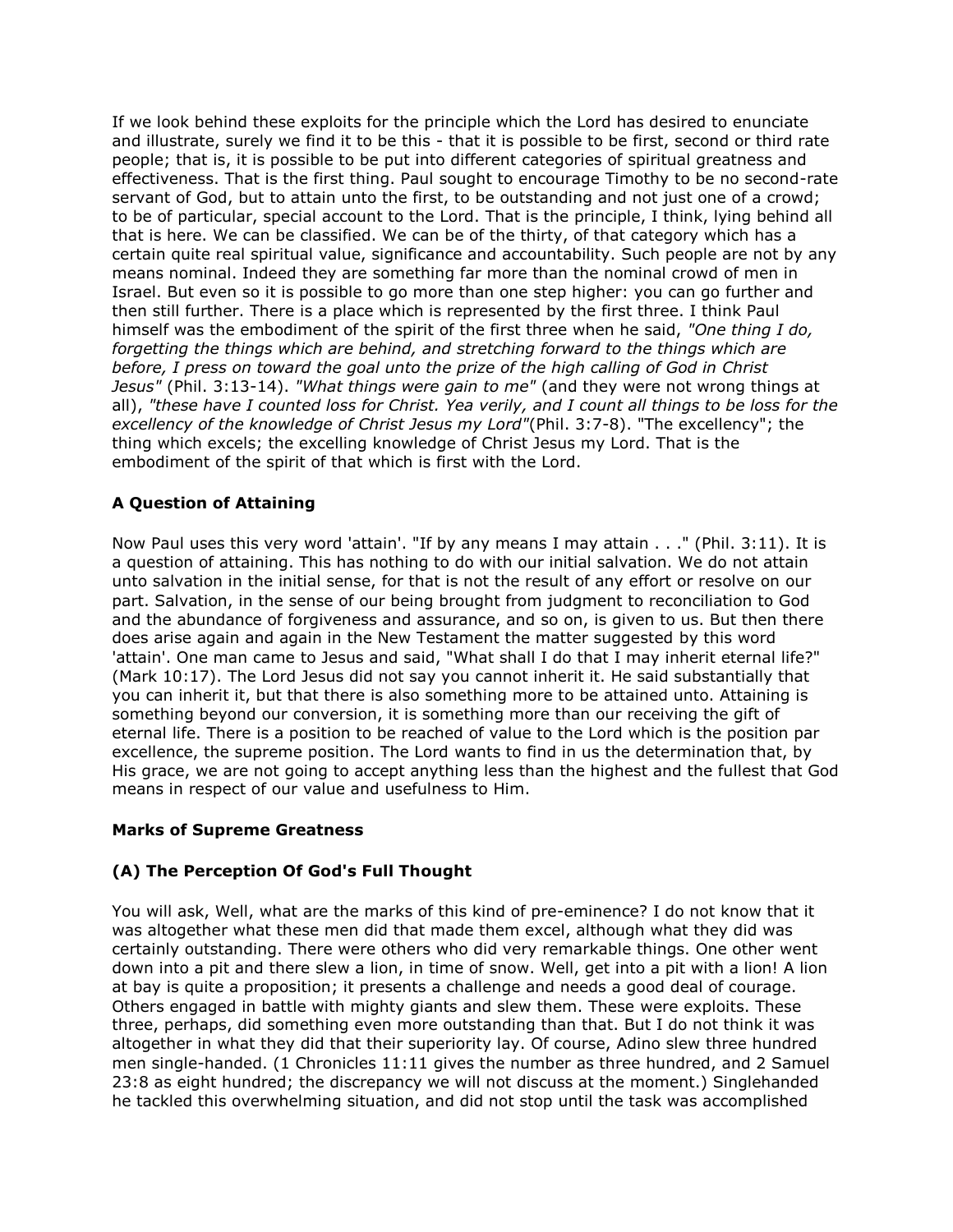If we look behind these exploits for the principle which the Lord has desired to enunciate and illustrate, surely we find it to be this - that it is possible to be first, second or third rate people; that is, it is possible to be put into different categories of spiritual greatness and effectiveness. That is the first thing. Paul sought to encourage Timothy to be no second-rate servant of God, but to attain unto the first, to be outstanding and not just one of a crowd; to be of particular, special account to the Lord. That is the principle, I think, lying behind all that is here. We can be classified. We can be of the thirty, of that category which has a certain quite real spiritual value, significance and accountability. Such people are not by any means nominal. Indeed they are something far more than the nominal crowd of men in Israel. But even so it is possible to go more than one step higher: you can go further and then still further. There is a place which is represented by the first three. I think Paul himself was the embodiment of the spirit of the first three when he said, *"One thing I do, forgetting the things which are behind, and stretching forward to the things which are before, I press on toward the goal unto the prize of the high calling of God in Christ Jesus"* (Phil. 3:13-14). *"What things were gain to me"* (and they were not wrong things at all), *"these have I counted loss for Christ. Yea verily, and I count all things to be loss for the excellency of the knowledge of Christ Jesus my Lord"*(Phil. 3:7-8). "The excellency"; the thing which excels; the excelling knowledge of Christ Jesus my Lord. That is the embodiment of the spirit of that which is first with the Lord.

### A Question of Attaining

Now Paul uses this very word 'attain'. "If by any means I may attain . . ." (Phil. 3:11). It is a question of attaining. This has nothing to do with our initial salvation. We do not attain unto salvation in the initial sense, for that is not the result of any effort or resolve on our part. Salvation, in the sense of our being brought from judgment to reconciliation to God and the abundance of forgiveness and assurance, and so on, is given to us. But then there does arise again and again in the New Testament the matter suggested by this word 'attain'. One man came to Jesus and said, "What shall I do that I may inherit eternal life?" (Mark 10:17). The Lord Jesus did not say you cannot inherit it. He said substantially that you can inherit it, but that there is also something more to be attained unto. Attaining is something beyond our conversion, it is something more than our receiving the gift of eternal life. There is a position to be reached of value to the Lord which is the position par excellence, the supreme position. The Lord wants to find in us the determination that, by His grace, we are not going to accept anything less than the highest and the fullest that God means in respect of our value and usefulness to Him.

### Marks of Supreme Greatness

### (A) The Perception Of God's Full Thought

You will ask, Well, what are the marks of this kind of pre-eminence? I do not know that it was altogether what these men did that made them excel, although what they did was certainly outstanding. There were others who did very remarkable things. One other went down into a pit and there slew a lion, in time of snow. Well, get into a pit with a lion! A lion at bay is quite a proposition; it presents a challenge and needs a good deal of courage. Others engaged in battle with mighty giants and slew them. These were exploits. These three, perhaps, did something even more outstanding than that. But I do not think it was altogether in what they did that their superiority lay. Of course, Adino slew three hundred men single-handed. (1 Chronicles 11:11 gives the number as three hundred, and 2 Samuel 23:8 as eight hundred; the discrepancy we will not discuss at the moment.) Singlehanded he tackled this overwhelming situation, and did not stop until the task was accomplished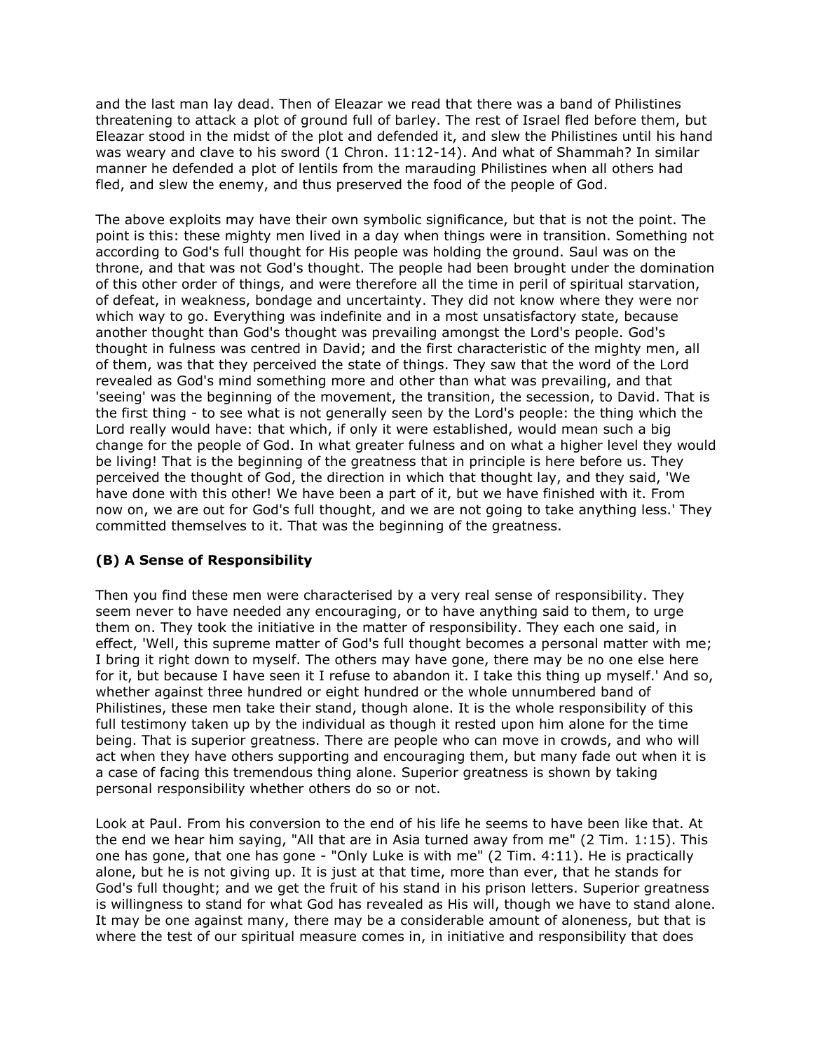and the last man lay dead. Then of Eleazar we read that there was a band of Philistines threatening to attack a plot of ground full of barley. The rest of Israel fled before them, but Eleazar stood in the midst of the plot and defended it, and slew the Philistines until his hand was weary and clave to his sword (1 Chron. 11:12-14). And what of Shammah? In similar manner he defended a plot of lentils from the marauding Philistines when all others had fled, and slew the enemy, and thus preserved the food of the people of God.

The above exploits may have their own symbolic significance, but that is not the point. The point is this: these mighty men lived in a day when things were in transition. Something not according to God's full thought for His people was holding the ground. Saul was on the throne, and that was not God's thought. The people had been brought under the domination of this other order of things, and were therefore all the time in peril of spiritual starvation, of defeat, in weakness, bondage and uncertainty. They did not know where they were nor which way to go. Everything was indefinite and in a most unsatisfactory state, because another thought than God's thought was prevailing amongst the Lord's people. God's thought in fulness was centred in David; and the first characteristic of the mighty men, all of them, was that they perceived the state of things. They saw that the word of the Lord revealed as God's mind something more and other than what was prevailing, and that 'seeing' was the beginning of the movement, the transition, the secession, to David. That is the first thing - to see what is not generally seen by the Lord's people: the thing which the Lord really would have: that which, if only it were established, would mean such a big change for the people of God. In what greater fulness and on what a higher level they would be living! That is the beginning of the greatness that in principle is here before us. They perceived the thought of God, the direction in which that thought lay, and they said, 'We have done with this other! We have been a part of it, but we have finished with it. From now on, we are out for God's full thought, and we are not going to take anything less.' They committed themselves to it. That was the beginning of the greatness.

### (B) A Sense of Responsibility

Then you find these men were characterised by a very real sense of responsibility. They seem never to have needed any encouraging, or to have anything said to them, to urge them on. They took the initiative in the matter of responsibility. They each one said, in effect, 'Well, this supreme matter of God's full thought becomes a personal matter with me; I bring it right down to myself. The others may have gone, there may be no one else here for it, but because I have seen it I refuse to abandon it. I take this thing up myself.' And so, whether against three hundred or eight hundred or the whole unnumbered band of Philistines, these men take their stand, though alone. It is the whole responsibility of this full testimony taken up by the individual as though it rested upon him alone for the time being. That is superior greatness. There are people who can move in crowds, and who will act when they have others supporting and encouraging them, but many fade out when it is a case of facing this tremendous thing alone. Superior greatness is shown by taking personal responsibility whether others do so or not.

Look at Paul. From his conversion to the end of his life he seems to have been like that. At the end we hear him saying, "All that are in Asia turned away from me" (2 Tim. 1:15). This one has gone, that one has gone - "Only Luke is with me" (2 Tim. 4:11). He is practically alone, but he is not giving up. It is just at that time, more than ever, that he stands for God's full thought; and we get the fruit of his stand in his prison letters. Superior greatness is willingness to stand for what God has revealed as His will, though we have to stand alone. It may be one against many, there may be a considerable amount of aloneness, but that is where the test of our spiritual measure comes in, in initiative and responsibility that does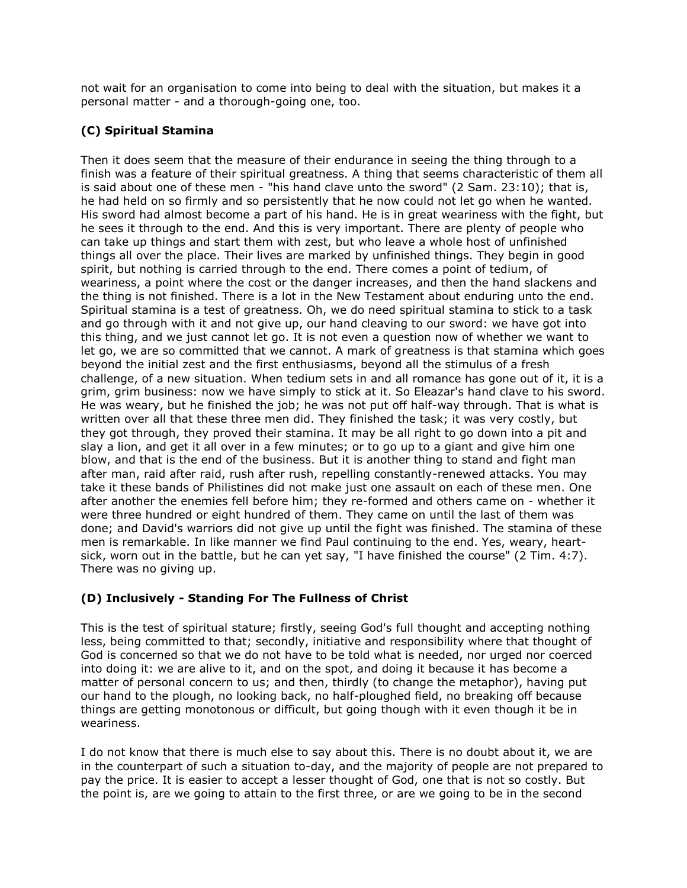not wait for an organisation to come into being to deal with the situation, but makes it a personal matter - and a thorough-going one, too.

### (C) Spiritual Stamina

Then it does seem that the measure of their endurance in seeing the thing through to a finish was a feature of their spiritual greatness. A thing that seems characteristic of them all is said about one of these men - "his hand clave unto the sword" (2 Sam. 23:10); that is, he had held on so firmly and so persistently that he now could not let go when he wanted. His sword had almost become a part of his hand. He is in great weariness with the fight, but he sees it through to the end. And this is very important. There are plenty of people who can take up things and start them with zest, but who leave a whole host of unfinished things all over the place. Their lives are marked by unfinished things. They begin in good spirit, but nothing is carried through to the end. There comes a point of tedium, of weariness, a point where the cost or the danger increases, and then the hand slackens and the thing is not finished. There is a lot in the New Testament about enduring unto the end. Spiritual stamina is a test of greatness. Oh, we do need spiritual stamina to stick to a task and go through with it and not give up, our hand cleaving to our sword: we have got into this thing, and we just cannot let go. It is not even a question now of whether we want to let go, we are so committed that we cannot. A mark of greatness is that stamina which goes beyond the initial zest and the first enthusiasms, beyond all the stimulus of a fresh challenge, of a new situation. When tedium sets in and all romance has gone out of it, it is a grim, grim business: now we have simply to stick at it. So Eleazar's hand clave to his sword. He was weary, but he finished the job; he was not put off half-way through. That is what is written over all that these three men did. They finished the task; it was very costly, but they got through, they proved their stamina. It may be all right to go down into a pit and slay a lion, and get it all over in a few minutes; or to go up to a giant and give him one blow, and that is the end of the business. But it is another thing to stand and fight man after man, raid after raid, rush after rush, repelling constantly-renewed attacks. You may take it these bands of Philistines did not make just one assault on each of these men. One after another the enemies fell before him; they re-formed and others came on - whether it were three hundred or eight hundred of them. They came on until the last of them was done; and David's warriors did not give up until the fight was finished. The stamina of these men is remarkable. In like manner we find Paul continuing to the end. Yes, weary, heart-sick, worn out in the battle, but he can yet say, "I have finished the course" (2 Tim. 4:7). There was no giving up.

### (D) Inclusively - Standing For The Fullness of Christ

This is the test of spiritual stature; firstly, seeing God's full thought and accepting nothing less, being committed to that; secondly, initiative and responsibility where that thought of God is concerned so that we do not have to be told what is needed, nor urged nor coerced into doing it: we are alive to it, and on the spot, and doing it because it has become a matter of personal concern to us; and then, thirdly (to change the metaphor), having put our hand to the plough, no looking back, no half-ploughed field, no breaking off because things are getting monotonous or difficult, but going though with it even though it be in weariness.

I do not know that there is much else to say about this. There is no doubt about it, we are in the counterpart of such a situation to-day, and the majority of people are not prepared to pay the price. It is easier to accept a lesser thought of God, one that is not so costly. But the point is, are we going to attain to the first three, or are we going to be in the second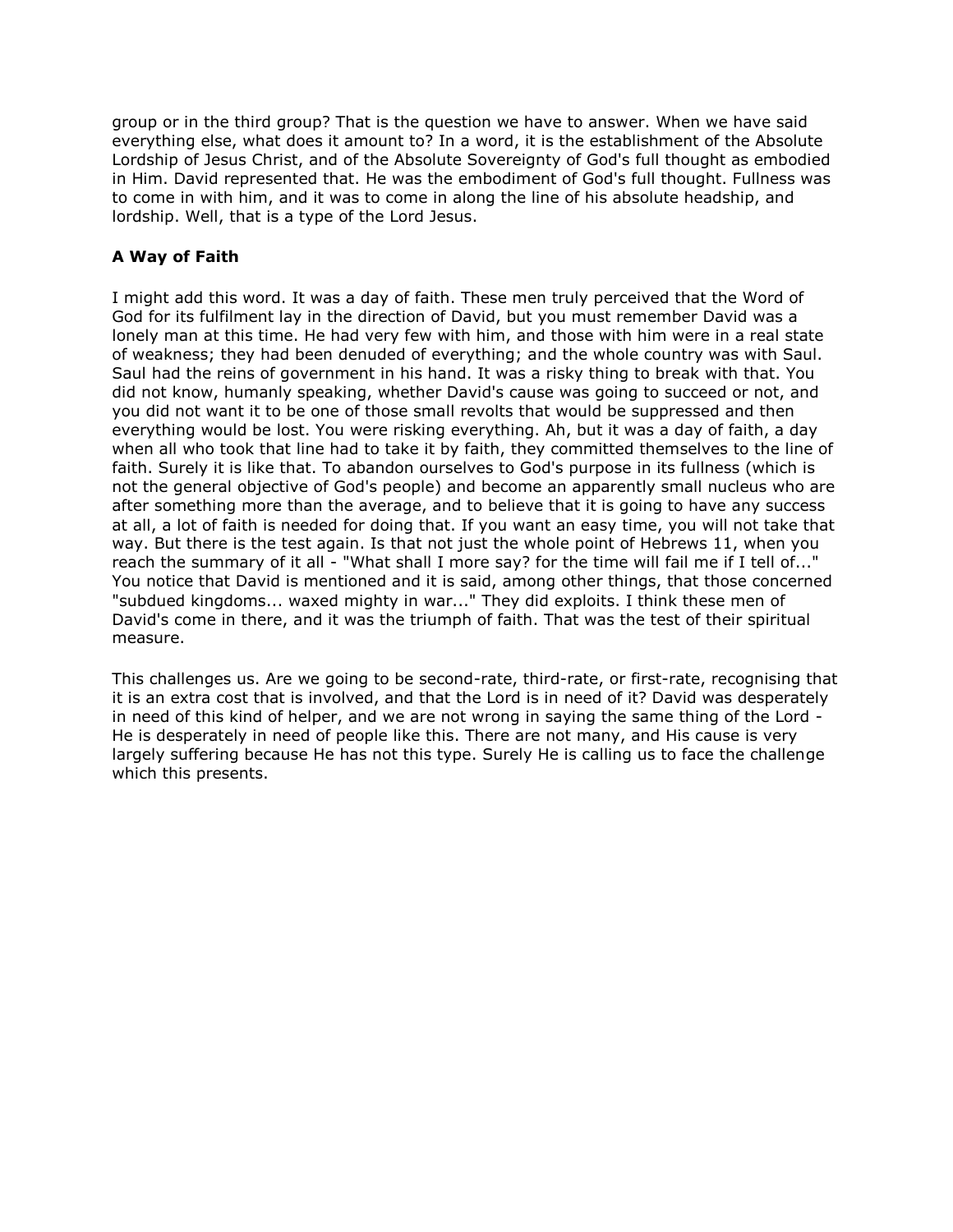group or in the third group? That is the question we have to answer. When we have said everything else, what does it amount to? In a word, it is the establishment of the Absolute Lordship of Jesus Christ, and of the Absolute Sovereignty of God's full thought as embodied in Him. David represented that. He was the embodiment of God's full thought. Fullness was to come in with him, and it was to come in along the line of his absolute headship, and lordship. Well, that is a type of the Lord Jesus.

### A Way of Faith

I might add this word. It was a day of faith. These men truly perceived that the Word of God for its fulfilment lay in the direction of David, but you must remember David was a lonely man at this time. He had very few with him, and those with him were in a real state of weakness; they had been denuded of everything; and the whole country was with Saul. Saul had the reins of government in his hand. It was a risky thing to break with that. You did not know, humanly speaking, whether David's cause was going to succeed or not, and you did not want it to be one of those small revolts that would be suppressed and then everything would be lost. You were risking everything. Ah, but it was a day of faith, a day when all who took that line had to take it by faith, they committed themselves to the line of faith. Surely it is like that. To abandon ourselves to God's purpose in its fullness (which is not the general objective of God's people) and become an apparently small nucleus who are after something more than the average, and to believe that it is going to have any success at all, a lot of faith is needed for doing that. If you want an easy time, you will not take that way. But there is the test again. Is that not just the whole point of Hebrews 11, when you reach the summary of it all - "What shall I more say? for the time will fail me if I tell of..." You notice that David is mentioned and it is said, among other things, that those concerned "subdued kingdoms... waxed mighty in war..." They did exploits. I think these men of David's come in there, and it was the triumph of faith. That was the test of their spiritual measure.

This challenges us. Are we going to be second-rate, third-rate, or first-rate, recognising that it is an extra cost that is involved, and that the Lord is in need of it? David was desperately in need of this kind of helper, and we are not wrong in saying the same thing of the Lord - He is desperately in need of people like this. There are not many, and His cause is very largely suffering because He has not this type. Surely He is calling us to face the challenge which this presents.